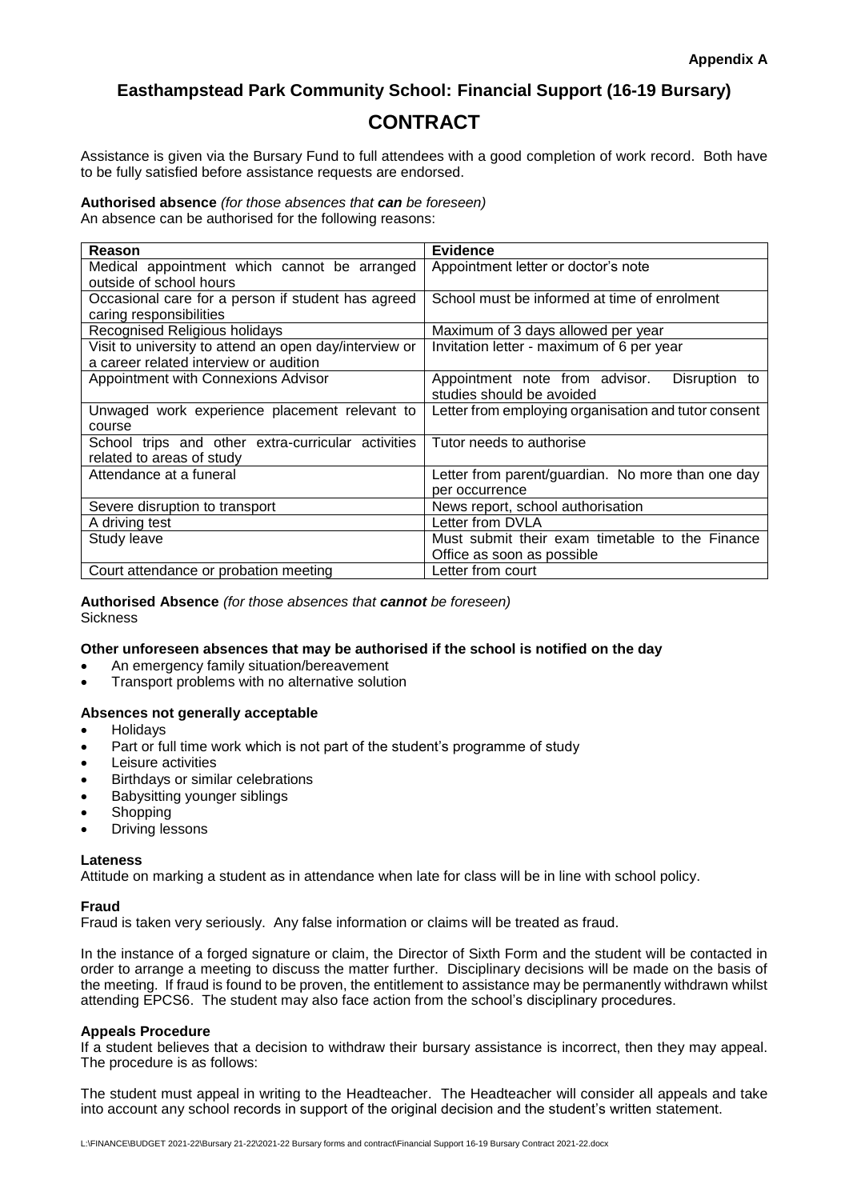**Appendix A**

# Easthampstead Park Community School: Financial Support (16-19 Bursary)

## CONTRACT

Assistance is given via the Bursary Fund to full attendees with a good completion of work record. Both have to be fully satisfied before assistance requests are endorsed.

**Authorised absence** *(for those absences that **can** be foreseen)*
An absence can be authorised for the following reasons:

| Reason | Evidence |
|---|---|
| Medical appointment which cannot be arranged outside of school hours | Appointment letter or doctor's note |
| Occasional care for a person if student has agreed caring responsibilities | School must be informed at time of enrolment |
| Recognised Religious holidays | Maximum of 3 days allowed per year |
| Visit to university to attend an open day/interview or a career related interview or audition | Invitation letter - maximum of 6 per year |
| Appointment with Connexions Advisor | Appointment note from advisor. Disruption to studies should be avoided |
| Unwaged work experience placement relevant to course | Letter from employing organisation and tutor consent |
| School trips and other extra-curricular activities related to areas of study | Tutor needs to authorise |
| Attendance at a funeral | Letter from parent/guardian. No more than one day per occurrence |
| Severe disruption to transport | News report, school authorisation |
| A driving test | Letter from DVLA |
| Study leave | Must submit their exam timetable to the Finance Office as soon as possible |
| Court attendance or probation meeting | Letter from court |

**Authorised Absence** *(for those absences that **cannot** be foreseen)*
Sickness

**Other unforeseen absences that may be authorised if the school is notified on the day**

- An emergency family situation/bereavement
- Transport problems with no alternative solution

**Absences not generally acceptable**

- Holidays
- Part or full time work which is not part of the student's programme of study
- Leisure activities
- Birthdays or similar celebrations
- Babysitting younger siblings
- Shopping
- Driving lessons

**Lateness**
Attitude on marking a student as in attendance when late for class will be in line with school policy.

**Fraud**
Fraud is taken very seriously. Any false information or claims will be treated as fraud.

In the instance of a forged signature or claim, the Director of Sixth Form and the student will be contacted in order to arrange a meeting to discuss the matter further. Disciplinary decisions will be made on the basis of the meeting. If fraud is found to be proven, the entitlement to assistance may be permanently withdrawn whilst attending EPCS6. The student may also face action from the school's disciplinary procedures.

**Appeals Procedure**
If a student believes that a decision to withdraw their bursary assistance is incorrect, then they may appeal. The procedure is as follows:

The student must appeal in writing to the Headteacher. The Headteacher will consider all appeals and take into account any school records in support of the original decision and the student's written statement.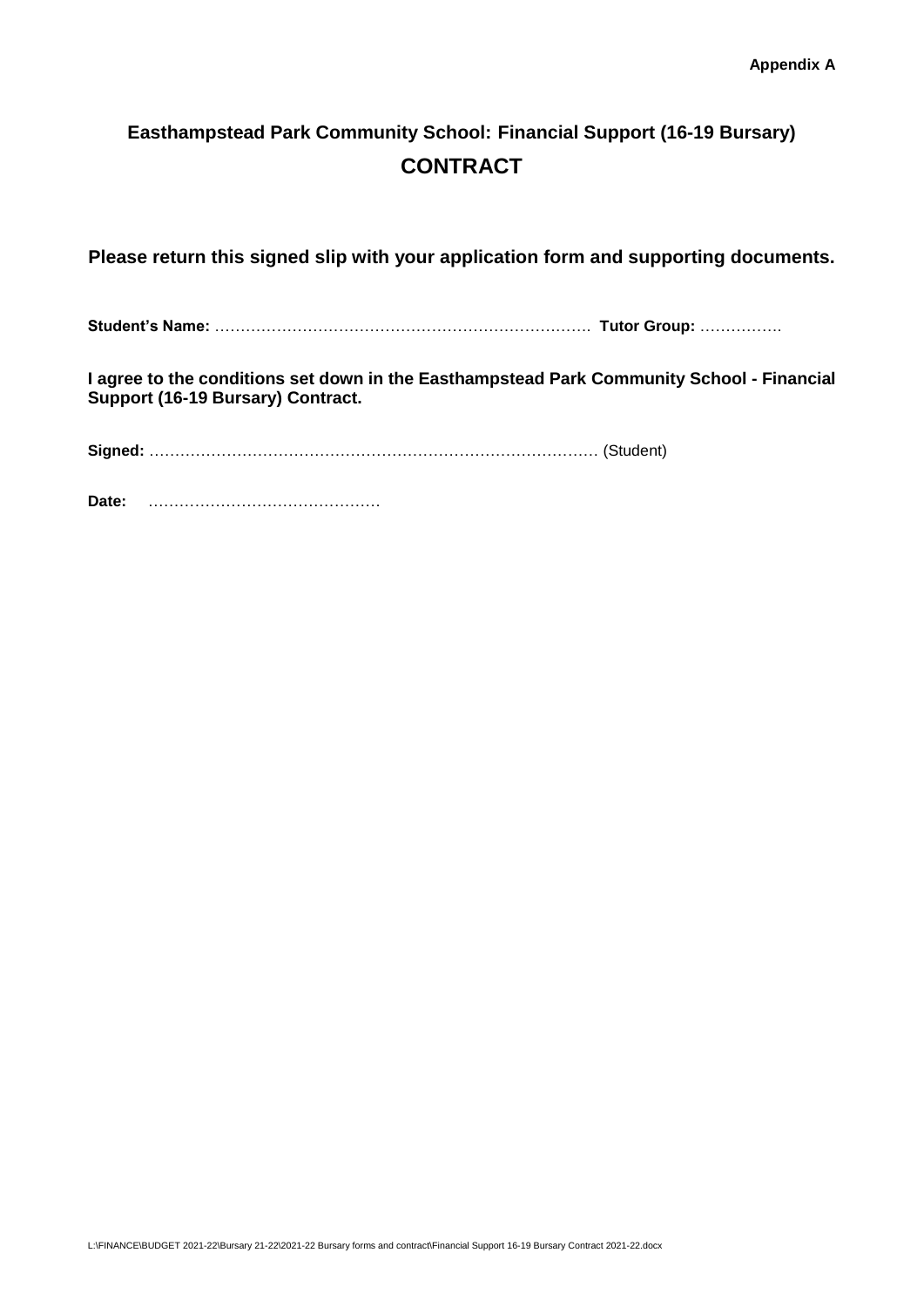**Appendix A**

# Easthampstead Park Community School: Financial Support (16-19 Bursary)
## CONTRACT

**Please return this signed slip with your application form and supporting documents.**

**Student's Name:** ……………………………………………………………… **Tutor Group:** …………….

**I agree to the conditions set down in the Easthampstead Park Community School - Financial Support (16-19 Bursary) Contract.**

**Signed:** …………………………………………………………………………… (Student)

**Date:** ………………………………………

L:\FINANCE\BUDGET 2021-22\Bursary 21-22\2021-22 Bursary forms and contract\Financial Support 16-19 Bursary Contract 2021-22.docx